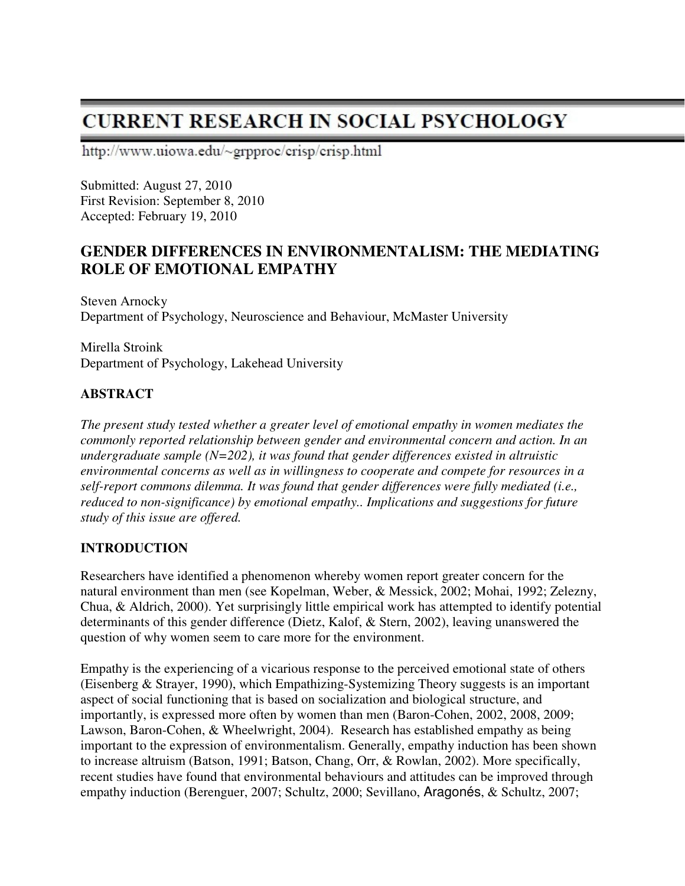# CURRENT RESEARCH IN SOCIAL PSYCHOLOGY

http://www.uiowa.edu/~grpproc/crisp/crisp.html

Submitted: August 27, 2010
First Revision: September 8, 2010
Accepted: February 19, 2010

## GENDER DIFFERENCES IN ENVIRONMENTALISM: THE MEDIATING ROLE OF EMOTIONAL EMPATHY

Steven Arnocky
Department of Psychology, Neuroscience and Behaviour, McMaster University

Mirella Stroink
Department of Psychology, Lakehead University

### ABSTRACT

*The present study tested whether a greater level of emotional empathy in women mediates the commonly reported relationship between gender and environmental concern and action. In an undergraduate sample (N=202), it was found that gender differences existed in altruistic environmental concerns as well as in willingness to cooperate and compete for resources in a self-report commons dilemma. It was found that gender differences were fully mediated (i.e., reduced to non-significance) by emotional empathy.. Implications and suggestions for future study of this issue are offered.*

### INTRODUCTION

Researchers have identified a phenomenon whereby women report greater concern for the natural environment than men (see Kopelman, Weber, & Messick, 2002; Mohai, 1992; Zelezny, Chua, & Aldrich, 2000). Yet surprisingly little empirical work has attempted to identify potential determinants of this gender difference (Dietz, Kalof, & Stern, 2002), leaving unanswered the question of why women seem to care more for the environment.

Empathy is the experiencing of a vicarious response to the perceived emotional state of others (Eisenberg & Strayer, 1990), which Empathizing-Systemizing Theory suggests is an important aspect of social functioning that is based on socialization and biological structure, and importantly, is expressed more often by women than men (Baron-Cohen, 2002, 2008, 2009; Lawson, Baron-Cohen, & Wheelwright, 2004). Research has established empathy as being important to the expression of environmentalism. Generally, empathy induction has been shown to increase altruism (Batson, 1991; Batson, Chang, Orr, & Rowlan, 2002). More specifically, recent studies have found that environmental behaviours and attitudes can be improved through empathy induction (Berenguer, 2007; Schultz, 2000; Sevillano, Aragonés, & Schultz, 2007;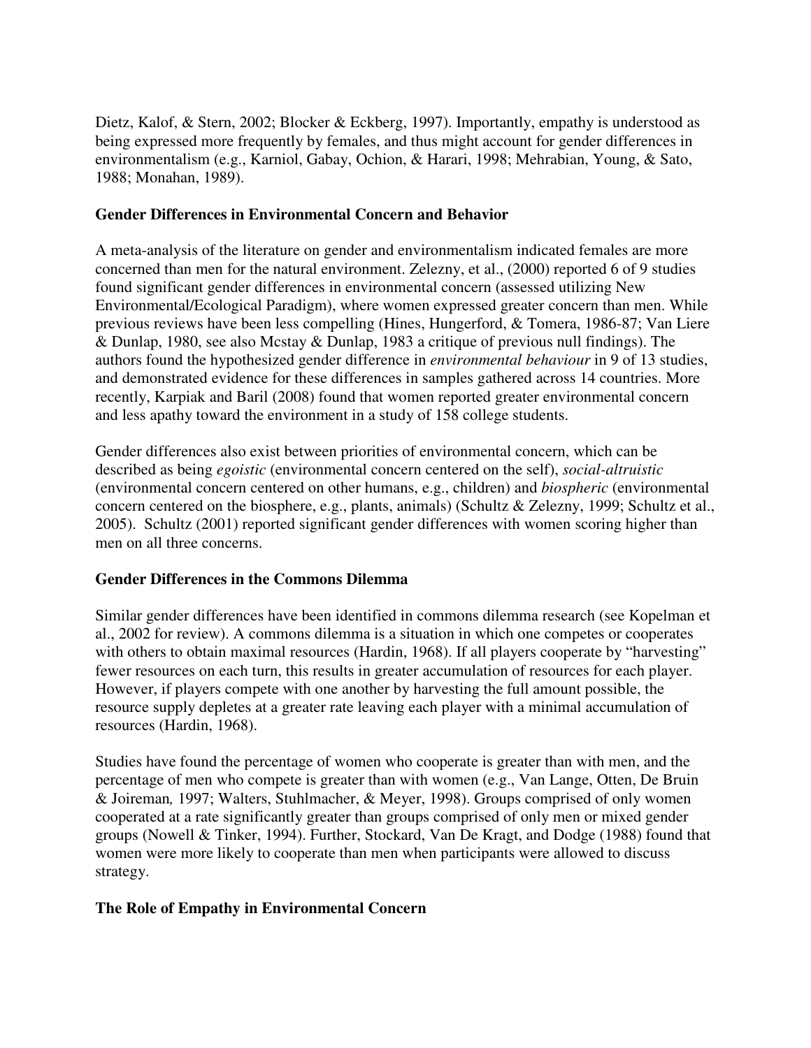Dietz, Kalof, & Stern, 2002; Blocker & Eckberg, 1997). Importantly, empathy is understood as being expressed more frequently by females, and thus might account for gender differences in environmentalism (e.g., Karniol, Gabay, Ochion, & Harari, 1998; Mehrabian, Young, & Sato, 1988; Monahan, 1989).

**Gender Differences in Environmental Concern and Behavior**

A meta-analysis of the literature on gender and environmentalism indicated females are more concerned than men for the natural environment. Zelezny, et al., (2000) reported 6 of 9 studies found significant gender differences in environmental concern (assessed utilizing New Environmental/Ecological Paradigm), where women expressed greater concern than men. While previous reviews have been less compelling (Hines, Hungerford, & Tomera, 1986-87; Van Liere & Dunlap, 1980, see also Mcstay & Dunlap, 1983 a critique of previous null findings). The authors found the hypothesized gender difference in *environmental behaviour* in 9 of 13 studies, and demonstrated evidence for these differences in samples gathered across 14 countries. More recently, Karpiak and Baril (2008) found that women reported greater environmental concern and less apathy toward the environment in a study of 158 college students.

Gender differences also exist between priorities of environmental concern, which can be described as being *egoistic* (environmental concern centered on the self), *social-altruistic* (environmental concern centered on other humans, e.g., children) and *biospheric* (environmental concern centered on the biosphere, e.g., plants, animals) (Schultz & Zelezny, 1999; Schultz et al., 2005). Schultz (2001) reported significant gender differences with women scoring higher than men on all three concerns.

**Gender Differences in the Commons Dilemma**

Similar gender differences have been identified in commons dilemma research (see Kopelman et al., 2002 for review). A commons dilemma is a situation in which one competes or cooperates with others to obtain maximal resources (Hardin, 1968). If all players cooperate by "harvesting" fewer resources on each turn, this results in greater accumulation of resources for each player. However, if players compete with one another by harvesting the full amount possible, the resource supply depletes at a greater rate leaving each player with a minimal accumulation of resources (Hardin, 1968).

Studies have found the percentage of women who cooperate is greater than with men, and the percentage of men who compete is greater than with women (e.g., Van Lange, Otten, De Bruin & Joireman*,* 1997; Walters, Stuhlmacher, & Meyer, 1998). Groups comprised of only women cooperated at a rate significantly greater than groups comprised of only men or mixed gender groups (Nowell & Tinker, 1994). Further, Stockard, Van De Kragt, and Dodge (1988) found that women were more likely to cooperate than men when participants were allowed to discuss strategy.

**The Role of Empathy in Environmental Concern**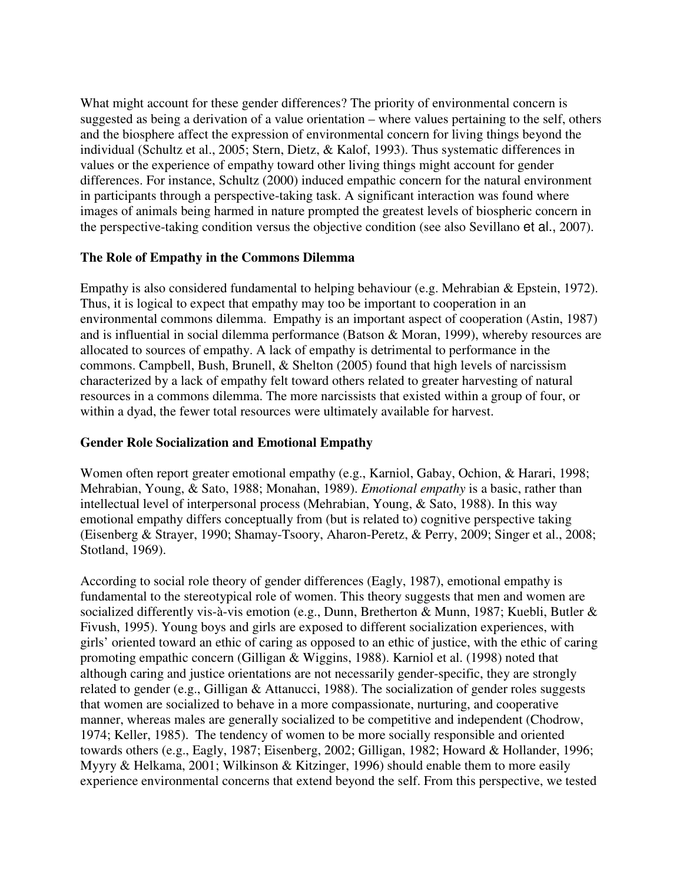What might account for these gender differences? The priority of environmental concern is suggested as being a derivation of a value orientation – where values pertaining to the self, others and the biosphere affect the expression of environmental concern for living things beyond the individual (Schultz et al., 2005; Stern, Dietz, & Kalof, 1993). Thus systematic differences in values or the experience of empathy toward other living things might account for gender differences. For instance, Schultz (2000) induced empathic concern for the natural environment in participants through a perspective-taking task. A significant interaction was found where images of animals being harmed in nature prompted the greatest levels of biospheric concern in the perspective-taking condition versus the objective condition (see also Sevillano et al., 2007).

**The Role of Empathy in the Commons Dilemma**

Empathy is also considered fundamental to helping behaviour (e.g. Mehrabian & Epstein, 1972). Thus, it is logical to expect that empathy may too be important to cooperation in an environmental commons dilemma. Empathy is an important aspect of cooperation (Astin, 1987) and is influential in social dilemma performance (Batson & Moran, 1999), whereby resources are allocated to sources of empathy. A lack of empathy is detrimental to performance in the commons. Campbell, Bush, Brunell, & Shelton (2005) found that high levels of narcissism characterized by a lack of empathy felt toward others related to greater harvesting of natural resources in a commons dilemma. The more narcissists that existed within a group of four, or within a dyad, the fewer total resources were ultimately available for harvest.

**Gender Role Socialization and Emotional Empathy**

Women often report greater emotional empathy (e.g., Karniol, Gabay, Ochion, & Harari, 1998; Mehrabian, Young, & Sato, 1988; Monahan, 1989). *Emotional empathy* is a basic, rather than intellectual level of interpersonal process (Mehrabian, Young, & Sato, 1988). In this way emotional empathy differs conceptually from (but is related to) cognitive perspective taking (Eisenberg & Strayer, 1990; Shamay-Tsoory, Aharon-Peretz, & Perry, 2009; Singer et al., 2008; Stotland, 1969).

According to social role theory of gender differences (Eagly, 1987), emotional empathy is fundamental to the stereotypical role of women. This theory suggests that men and women are socialized differently vis-à-vis emotion (e.g., Dunn, Bretherton & Munn, 1987; Kuebli, Butler & Fivush, 1995). Young boys and girls are exposed to different socialization experiences, with girls' oriented toward an ethic of caring as opposed to an ethic of justice, with the ethic of caring promoting empathic concern (Gilligan & Wiggins, 1988). Karniol et al. (1998) noted that although caring and justice orientations are not necessarily gender-specific, they are strongly related to gender (e.g., Gilligan & Attanucci, 1988). The socialization of gender roles suggests that women are socialized to behave in a more compassionate, nurturing, and cooperative manner, whereas males are generally socialized to be competitive and independent (Chodrow, 1974; Keller, 1985). The tendency of women to be more socially responsible and oriented towards others (e.g., Eagly, 1987; Eisenberg, 2002; Gilligan, 1982; Howard & Hollander, 1996; Myyry & Helkama, 2001; Wilkinson & Kitzinger, 1996) should enable them to more easily experience environmental concerns that extend beyond the self. From this perspective, we tested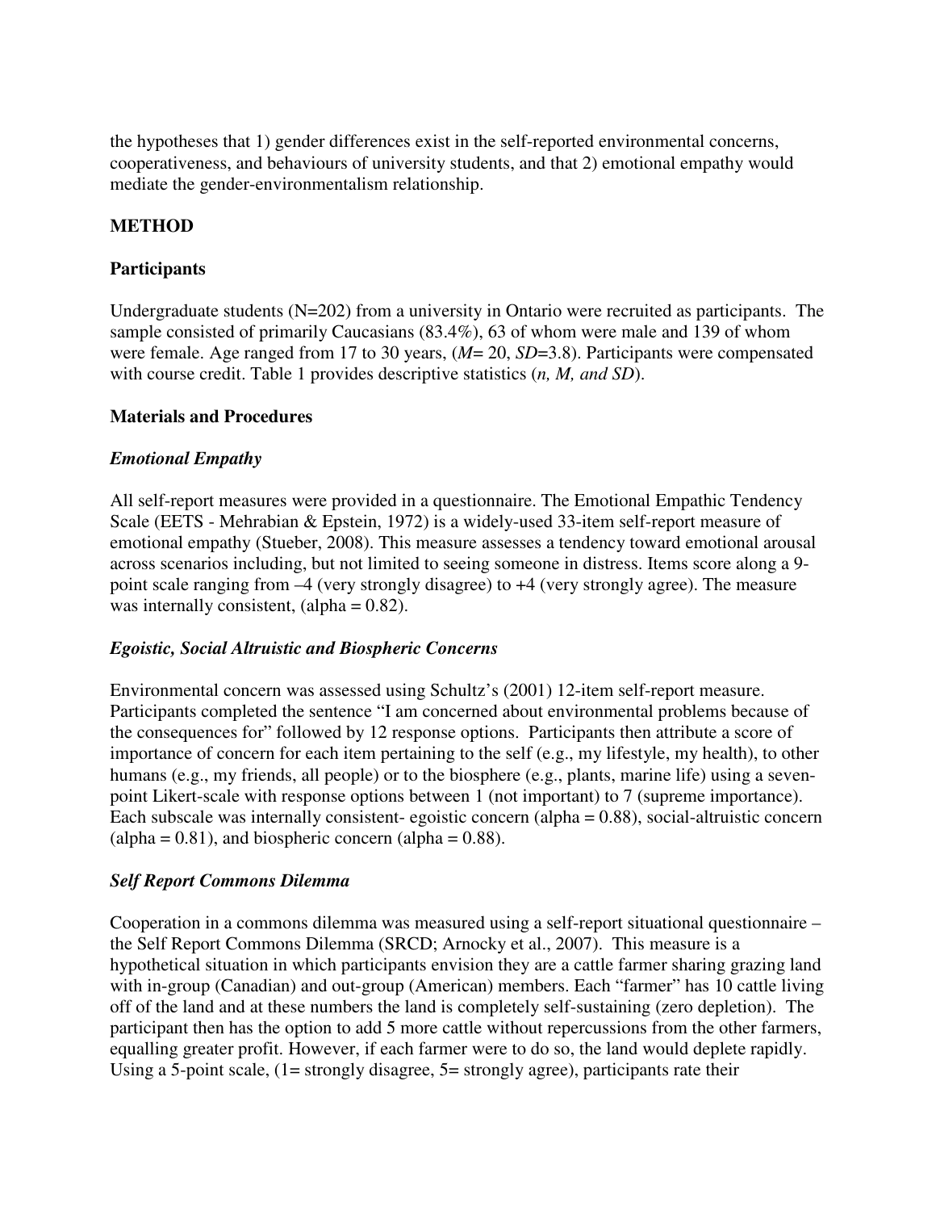the hypotheses that 1) gender differences exist in the self-reported environmental concerns, cooperativeness, and behaviours of university students, and that 2) emotional empathy would mediate the gender-environmentalism relationship.

## METHOD

### Participants

Undergraduate students (N=202) from a university in Ontario were recruited as participants. The sample consisted of primarily Caucasians (83.4%), 63 of whom were male and 139 of whom were female. Age ranged from 17 to 30 years, (*M*= 20, *SD*=3.8). Participants were compensated with course credit. Table 1 provides descriptive statistics (*n, M, and SD*).

### Materials and Procedures

#### *Emotional Empathy*

All self-report measures were provided in a questionnaire. The Emotional Empathic Tendency Scale (EETS - Mehrabian & Epstein, 1972) is a widely-used 33-item self-report measure of emotional empathy (Stueber, 2008). This measure assesses a tendency toward emotional arousal across scenarios including, but not limited to seeing someone in distress. Items score along a 9-point scale ranging from –4 (very strongly disagree) to +4 (very strongly agree). The measure was internally consistent, (alpha = 0.82).

#### *Egoistic, Social Altruistic and Biospheric Concerns*

Environmental concern was assessed using Schultz's (2001) 12-item self-report measure. Participants completed the sentence "I am concerned about environmental problems because of the consequences for" followed by 12 response options. Participants then attribute a score of importance of concern for each item pertaining to the self (e.g., my lifestyle, my health), to other humans (e.g., my friends, all people) or to the biosphere (e.g., plants, marine life) using a seven-point Likert-scale with response options between 1 (not important) to 7 (supreme importance). Each subscale was internally consistent- egoistic concern (alpha = 0.88), social-altruistic concern (alpha = 0.81), and biospheric concern (alpha = 0.88).

#### *Self Report Commons Dilemma*

Cooperation in a commons dilemma was measured using a self-report situational questionnaire – the Self Report Commons Dilemma (SRCD; Arnocky et al., 2007). This measure is a hypothetical situation in which participants envision they are a cattle farmer sharing grazing land with in-group (Canadian) and out-group (American) members. Each "farmer" has 10 cattle living off of the land and at these numbers the land is completely self-sustaining (zero depletion). The participant then has the option to add 5 more cattle without repercussions from the other farmers, equalling greater profit. However, if each farmer were to do so, the land would deplete rapidly. Using a 5-point scale, (1= strongly disagree, 5= strongly agree), participants rate their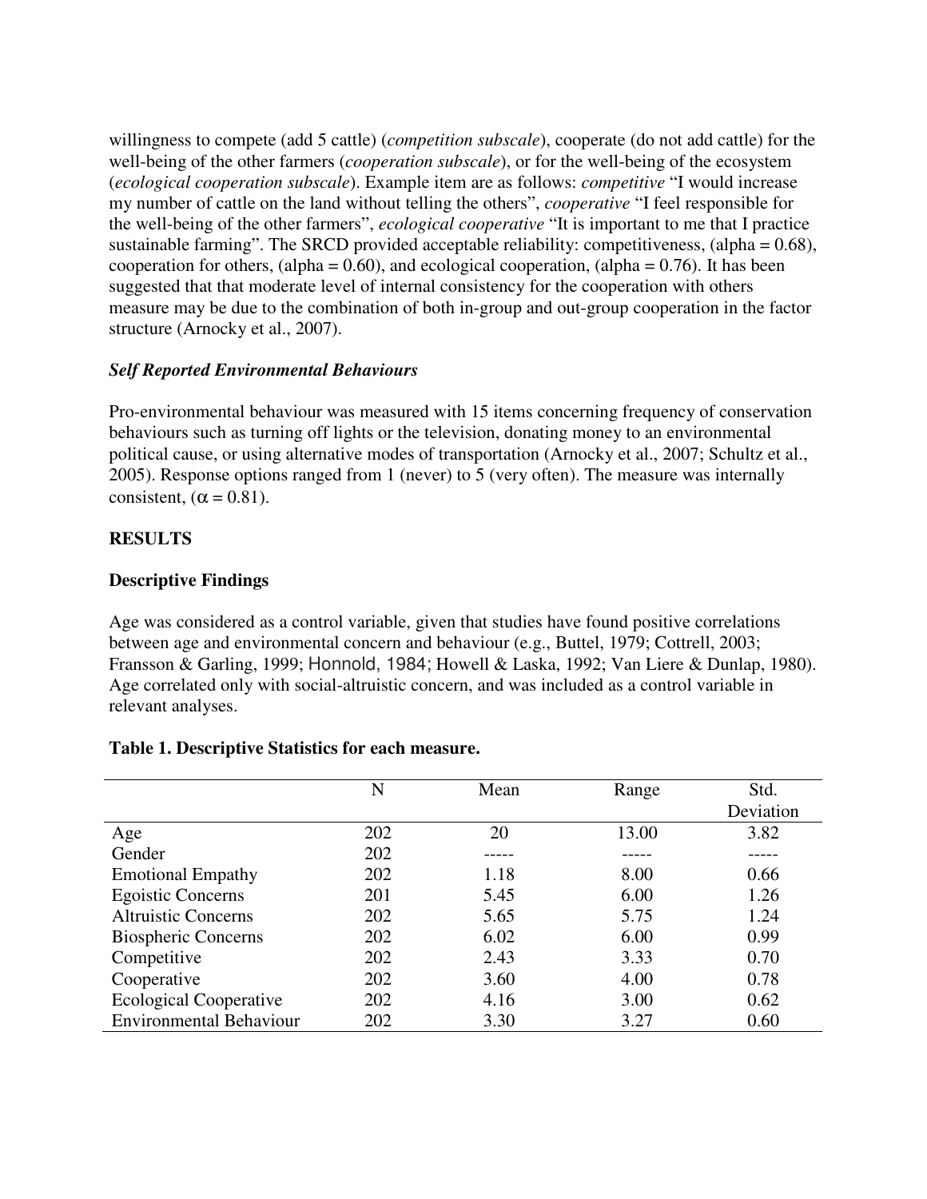willingness to compete (add 5 cattle) (*competition subscale*), cooperate (do not add cattle) for the well-being of the other farmers (*cooperation subscale*), or for the well-being of the ecosystem (*ecological cooperation subscale*). Example item are as follows: *competitive* "I would increase my number of cattle on the land without telling the others", *cooperative* "I feel responsible for the well-being of the other farmers", *ecological cooperative* "It is important to me that I practice sustainable farming". The SRCD provided acceptable reliability: competitiveness, (alpha = 0.68), cooperation for others, (alpha = 0.60), and ecological cooperation, (alpha = 0.76). It has been suggested that that moderate level of internal consistency for the cooperation with others measure may be due to the combination of both in-group and out-group cooperation in the factor structure (Arnocky et al., 2007).

### *Self Reported Environmental Behaviours*

Pro-environmental behaviour was measured with 15 items concerning frequency of conservation behaviours such as turning off lights or the television, donating money to an environmental political cause, or using alternative modes of transportation (Arnocky et al., 2007; Schultz et al., 2005). Response options ranged from 1 (never) to 5 (very often). The measure was internally consistent, ($\alpha = 0.81$).

## RESULTS

### Descriptive Findings

Age was considered as a control variable, given that studies have found positive correlations between age and environmental concern and behaviour (e.g., Buttel, 1979; Cottrell, 2003; Fransson & Garling, 1999; Honnold, 1984; Howell & Laska, 1992; Van Liere & Dunlap, 1980). Age correlated only with social-altruistic concern, and was included as a control variable in relevant analyses.

**Table 1. Descriptive Statistics for each measure.**

| | N | Mean | Range | Std. Deviation |
|---|---|---|---|---|
| Age | 202 | 20 | 13.00 | 3.82 |
| Gender | 202 | ----- | ----- | ----- |
| Emotional Empathy | 202 | 1.18 | 8.00 | 0.66 |
| Egoistic Concerns | 201 | 5.45 | 6.00 | 1.26 |
| Altruistic Concerns | 202 | 5.65 | 5.75 | 1.24 |
| Biospheric Concerns | 202 | 6.02 | 6.00 | 0.99 |
| Competitive | 202 | 2.43 | 3.33 | 0.70 |
| Cooperative | 202 | 3.60 | 4.00 | 0.78 |
| Ecological Cooperative | 202 | 4.16 | 3.00 | 0.62 |
| Environmental Behaviour | 202 | 3.30 | 3.27 | 0.60 |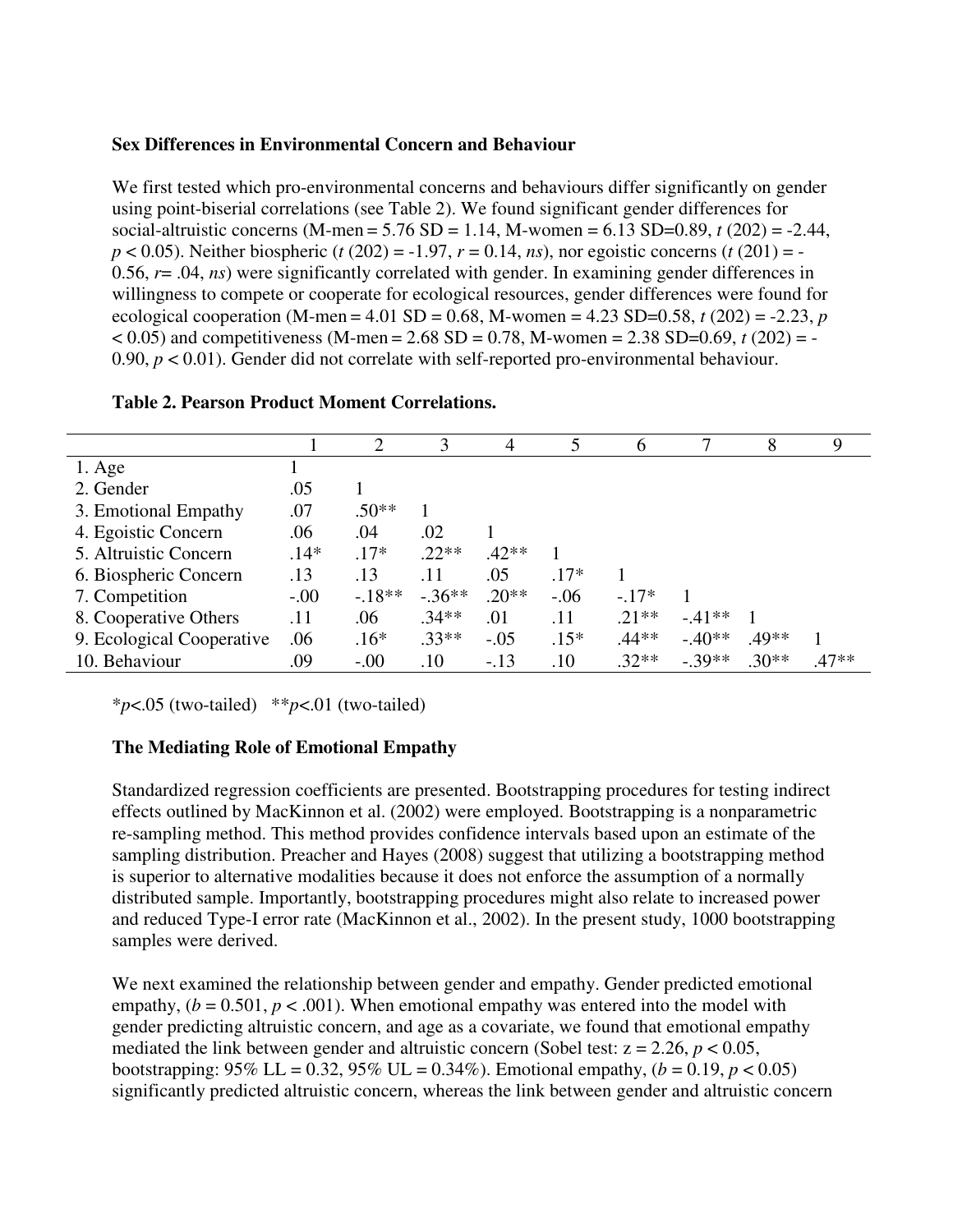**Sex Differences in Environmental Concern and Behaviour**

We first tested which pro-environmental concerns and behaviours differ significantly on gender using point-biserial correlations (see Table 2). We found significant gender differences for social-altruistic concerns (M-men = 5.76 SD = 1.14, M-women = 6.13 SD=0.89, $t$ (202) = -2.44, $p < 0.05$). Neither biospheric ($t$ (202) = -1.97, $r$ = 0.14, *ns*), nor egoistic concerns ($t$ (201) = -0.56, $r$= .04, *ns*) were significantly correlated with gender. In examining gender differences in willingness to compete or cooperate for ecological resources, gender differences were found for ecological cooperation (M-men = 4.01 SD = 0.68, M-women = 4.23 SD=0.58, $t$ (202) = -2.23, $p < 0.05$) and competitiveness (M-men = 2.68 SD = 0.78, M-women = 2.38 SD=0.69, $t$ (202) = -0.90, $p < 0.01$). Gender did not correlate with self-reported pro-environmental behaviour.

**Table 2. Pearson Product Moment Correlations.**

| | 1 | 2 | 3 | 4 | 5 | 6 | 7 | 8 | 9 |
|---|---|---|---|---|---|---|---|---|---|
| 1. Age | 1 | | | | | | | | |
| 2. Gender | .05 | 1 | | | | | | | |
| 3. Emotional Empathy | .07 | .50** | 1 | | | | | | |
| 4. Egoistic Concern | .06 | .04 | .02 | 1 | | | | | |
| 5. Altruistic Concern | .14* | .17* | .22** | .42** | 1 | | | | |
| 6. Biospheric Concern | .13 | .13 | .11 | .05 | .17* | 1 | | | |
| 7. Competition | -.00 | -.18** | -.36** | .20** | -.06 | -.17* | 1 | | |
| 8. Cooperative Others | .11 | .06 | .34** | .01 | .11 | .21** | -.41** | 1 | |
| 9. Ecological Cooperative | .06 | .16* | .33** | -.05 | .15* | .44** | -.40** | .49** | 1 |
| 10. Behaviour | .09 | -.00 | .10 | -.13 | .10 | .32** | -.39** | .30** | .47** |

*$p$<.05 (two-tailed) **$p$<.01 (two-tailed)

**The Mediating Role of Emotional Empathy**

Standardized regression coefficients are presented. Bootstrapping procedures for testing indirect effects outlined by MacKinnon et al. (2002) were employed. Bootstrapping is a nonparametric re-sampling method. This method provides confidence intervals based upon an estimate of the sampling distribution. Preacher and Hayes (2008) suggest that utilizing a bootstrapping method is superior to alternative modalities because it does not enforce the assumption of a normally distributed sample. Importantly, bootstrapping procedures might also relate to increased power and reduced Type-I error rate (MacKinnon et al., 2002). In the present study, 1000 bootstrapping samples were derived.

We next examined the relationship between gender and empathy. Gender predicted emotional empathy, ($b$ = 0.501, $p < .001$). When emotional empathy was entered into the model with gender predicting altruistic concern, and age as a covariate, we found that emotional empathy mediated the link between gender and altruistic concern (Sobel test: z = 2.26, $p < 0.05$, bootstrapping: 95% LL = 0.32, 95% UL = 0.34%). Emotional empathy, ($b$ = 0.19, $p < 0.05$) significantly predicted altruistic concern, whereas the link between gender and altruistic concern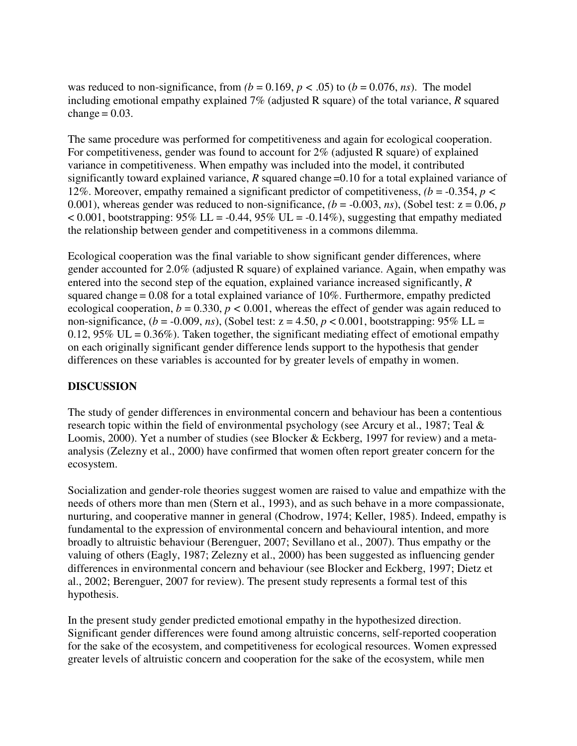was reduced to non-significance, from *(b* = 0.169, $p < .05$) to (*b* = 0.076, *ns*). The model including emotional empathy explained 7% (adjusted R square) of the total variance, $R$ squared change = 0.03.

The same procedure was performed for competitiveness and again for ecological cooperation. For competitiveness, gender was found to account for 2% (adjusted R square) of explained variance in competitiveness. When empathy was included into the model, it contributed significantly toward explained variance, $R$ squared change =0.10 for a total explained variance of 12%. Moreover, empathy remained a significant predictor of competitiveness, *(b* = -0.354, $p < 0.001$), whereas gender was reduced to non-significance, *(b* = -0.003, *ns*), (Sobel test: z = 0.06, $p < 0.001$, bootstrapping: 95% LL = -0.44, 95% UL = -0.14%), suggesting that empathy mediated the relationship between gender and competitiveness in a commons dilemma.

Ecological cooperation was the final variable to show significant gender differences, where gender accounted for 2.0% (adjusted R square) of explained variance. Again, when empathy was entered into the second step of the equation, explained variance increased significantly, $R$ squared change = 0.08 for a total explained variance of 10%. Furthermore, empathy predicted ecological cooperation, $b = 0.330$, $p < 0.001$, whereas the effect of gender was again reduced to non-significance, (*b* = -0.009, *ns*), (Sobel test: z = 4.50, $p < 0.001$, bootstrapping: 95% LL = 0.12, 95% UL = 0.36%). Taken together, the significant mediating effect of emotional empathy on each originally significant gender difference lends support to the hypothesis that gender differences on these variables is accounted for by greater levels of empathy in women.

## DISCUSSION

The study of gender differences in environmental concern and behaviour has been a contentious research topic within the field of environmental psychology (see Arcury et al., 1987; Teal & Loomis, 2000). Yet a number of studies (see Blocker & Eckberg, 1997 for review) and a meta-analysis (Zelezny et al., 2000) have confirmed that women often report greater concern for the ecosystem.

Socialization and gender-role theories suggest women are raised to value and empathize with the needs of others more than men (Stern et al., 1993), and as such behave in a more compassionate, nurturing, and cooperative manner in general (Chodrow, 1974; Keller, 1985). Indeed, empathy is fundamental to the expression of environmental concern and behavioural intention, and more broadly to altruistic behaviour (Berenguer, 2007; Sevillano et al., 2007). Thus empathy or the valuing of others (Eagly, 1987; Zelezny et al., 2000) has been suggested as influencing gender differences in environmental concern and behaviour (see Blocker and Eckberg, 1997; Dietz et al., 2002; Berenguer, 2007 for review). The present study represents a formal test of this hypothesis.

In the present study gender predicted emotional empathy in the hypothesized direction. Significant gender differences were found among altruistic concerns, self-reported cooperation for the sake of the ecosystem, and competitiveness for ecological resources. Women expressed greater levels of altruistic concern and cooperation for the sake of the ecosystem, while men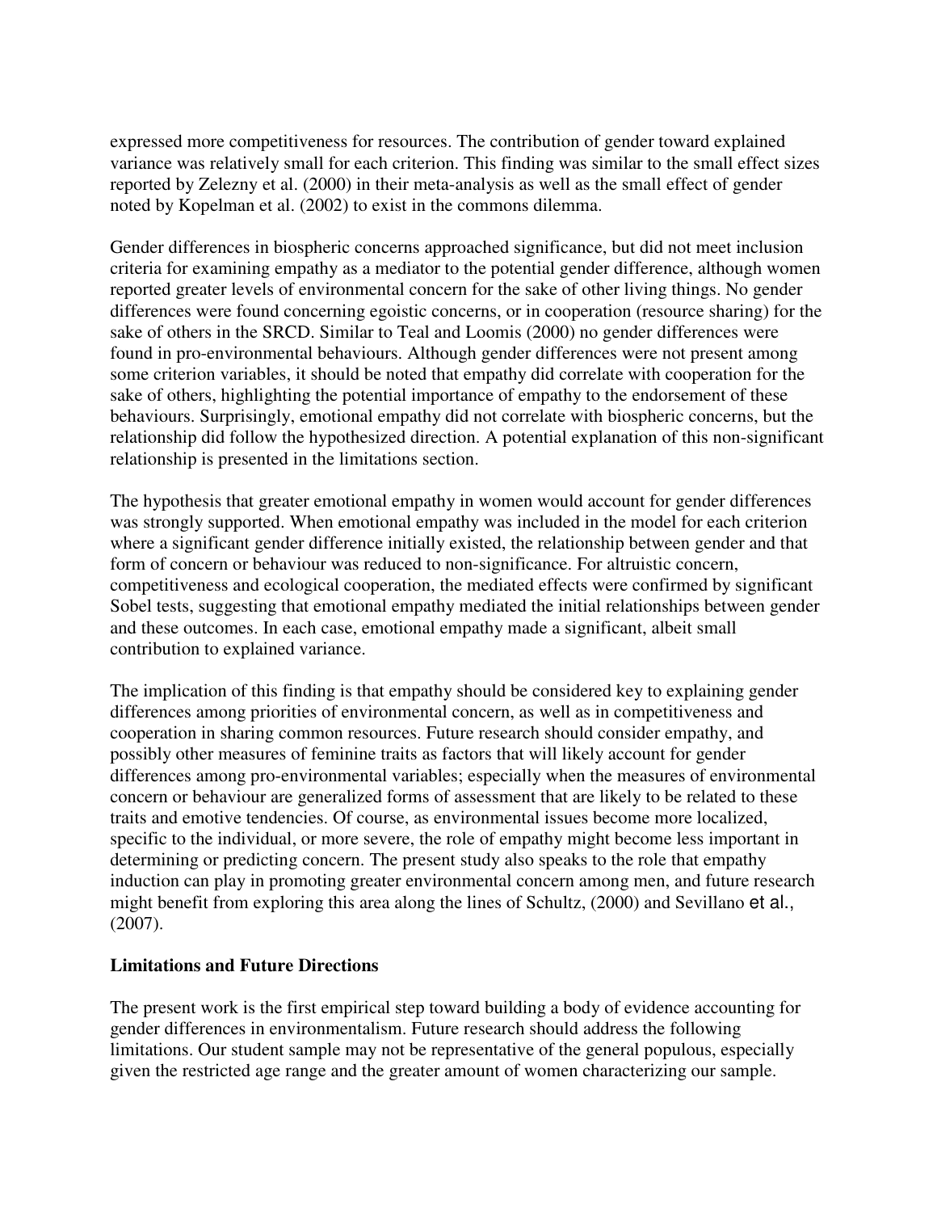expressed more competitiveness for resources. The contribution of gender toward explained variance was relatively small for each criterion. This finding was similar to the small effect sizes reported by Zelezny et al. (2000) in their meta-analysis as well as the small effect of gender noted by Kopelman et al. (2002) to exist in the commons dilemma.

Gender differences in biospheric concerns approached significance, but did not meet inclusion criteria for examining empathy as a mediator to the potential gender difference, although women reported greater levels of environmental concern for the sake of other living things. No gender differences were found concerning egoistic concerns, or in cooperation (resource sharing) for the sake of others in the SRCD. Similar to Teal and Loomis (2000) no gender differences were found in pro-environmental behaviours. Although gender differences were not present among some criterion variables, it should be noted that empathy did correlate with cooperation for the sake of others, highlighting the potential importance of empathy to the endorsement of these behaviours. Surprisingly, emotional empathy did not correlate with biospheric concerns, but the relationship did follow the hypothesized direction. A potential explanation of this non-significant relationship is presented in the limitations section.

The hypothesis that greater emotional empathy in women would account for gender differences was strongly supported. When emotional empathy was included in the model for each criterion where a significant gender difference initially existed, the relationship between gender and that form of concern or behaviour was reduced to non-significance. For altruistic concern, competitiveness and ecological cooperation, the mediated effects were confirmed by significant Sobel tests, suggesting that emotional empathy mediated the initial relationships between gender and these outcomes. In each case, emotional empathy made a significant, albeit small contribution to explained variance.

The implication of this finding is that empathy should be considered key to explaining gender differences among priorities of environmental concern, as well as in competitiveness and cooperation in sharing common resources. Future research should consider empathy, and possibly other measures of feminine traits as factors that will likely account for gender differences among pro-environmental variables; especially when the measures of environmental concern or behaviour are generalized forms of assessment that are likely to be related to these traits and emotive tendencies. Of course, as environmental issues become more localized, specific to the individual, or more severe, the role of empathy might become less important in determining or predicting concern. The present study also speaks to the role that empathy induction can play in promoting greater environmental concern among men, and future research might benefit from exploring this area along the lines of Schultz, (2000) and Sevillano et al., (2007).

**Limitations and Future Directions**

The present work is the first empirical step toward building a body of evidence accounting for gender differences in environmentalism. Future research should address the following limitations. Our student sample may not be representative of the general populous, especially given the restricted age range and the greater amount of women characterizing our sample.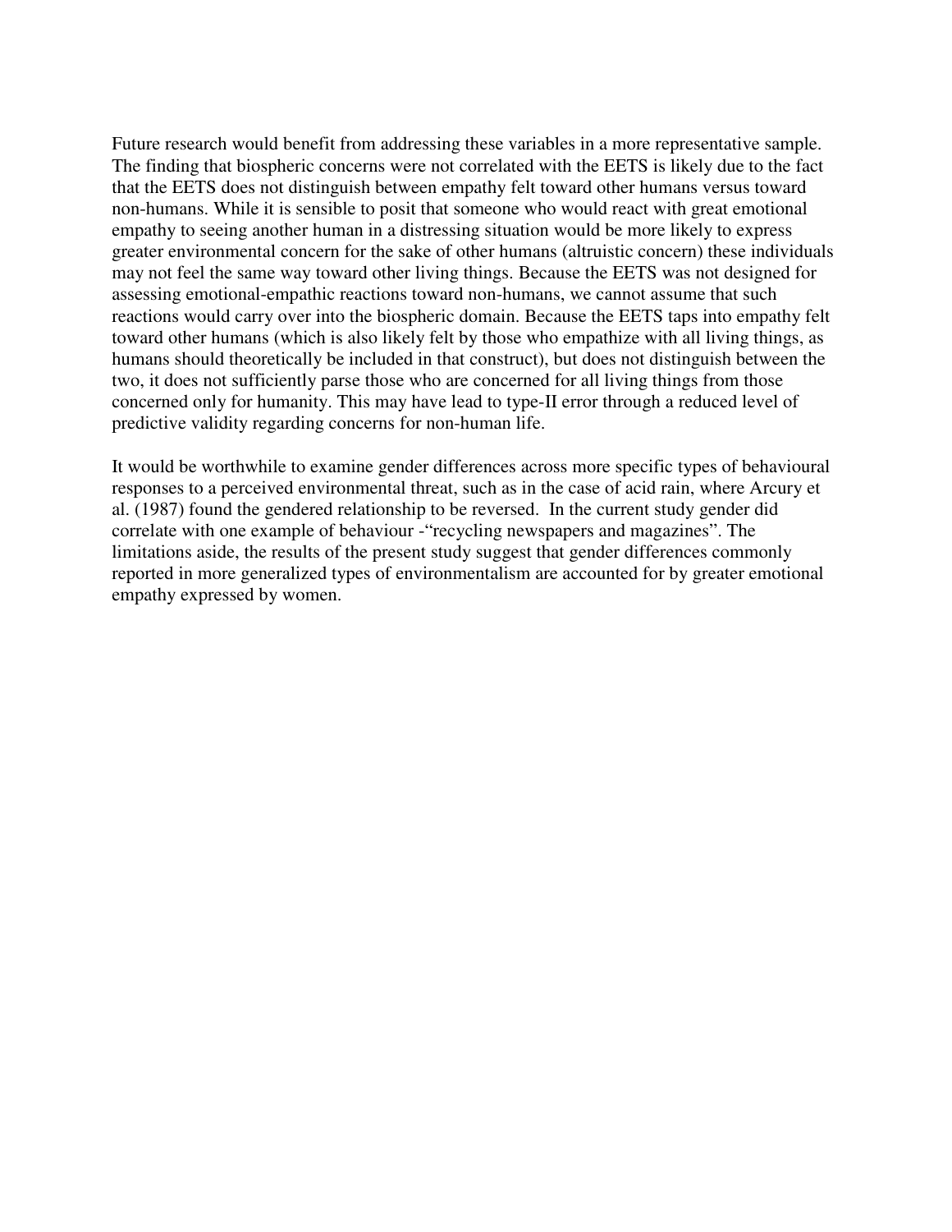Future research would benefit from addressing these variables in a more representative sample. The finding that biospheric concerns were not correlated with the EETS is likely due to the fact that the EETS does not distinguish between empathy felt toward other humans versus toward non-humans. While it is sensible to posit that someone who would react with great emotional empathy to seeing another human in a distressing situation would be more likely to express greater environmental concern for the sake of other humans (altruistic concern) these individuals may not feel the same way toward other living things. Because the EETS was not designed for assessing emotional-empathic reactions toward non-humans, we cannot assume that such reactions would carry over into the biospheric domain. Because the EETS taps into empathy felt toward other humans (which is also likely felt by those who empathize with all living things, as humans should theoretically be included in that construct), but does not distinguish between the two, it does not sufficiently parse those who are concerned for all living things from those concerned only for humanity. This may have lead to type-II error through a reduced level of predictive validity regarding concerns for non-human life.

It would be worthwhile to examine gender differences across more specific types of behavioural responses to a perceived environmental threat, such as in the case of acid rain, where Arcury et al. (1987) found the gendered relationship to be reversed.  In the current study gender did correlate with one example of behaviour -"recycling newspapers and magazines". The limitations aside, the results of the present study suggest that gender differences commonly reported in more generalized types of environmentalism are accounted for by greater emotional empathy expressed by women.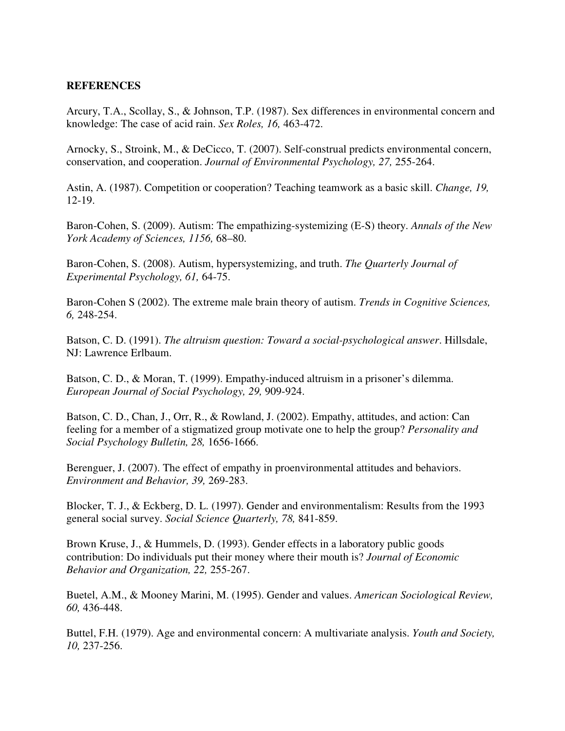**REFERENCES**

Arcury, T.A., Scollay, S., & Johnson, T.P. (1987). Sex differences in environmental concern and knowledge: The case of acid rain. *Sex Roles, 16,* 463-472.

Arnocky, S., Stroink, M., & DeCicco, T. (2007). Self-construal predicts environmental concern, conservation, and cooperation. *Journal of Environmental Psychology, 27,* 255-264.

Astin, A. (1987). Competition or cooperation? Teaching teamwork as a basic skill. *Change, 19,* 12-19.

Baron-Cohen, S. (2009). Autism: The empathizing-systemizing (E-S) theory. *Annals of the New York Academy of Sciences, 1156,* 68–80.

Baron-Cohen, S. (2008). Autism, hypersystemizing, and truth. *The Quarterly Journal of Experimental Psychology, 61,* 64-75.

Baron-Cohen S (2002). The extreme male brain theory of autism. *Trends in Cognitive Sciences, 6,* 248-254.

Batson, C. D. (1991). *The altruism question: Toward a social-psychological answer*. Hillsdale, NJ: Lawrence Erlbaum.

Batson, C. D., & Moran, T. (1999). Empathy-induced altruism in a prisoner's dilemma. *European Journal of Social Psychology, 29,* 909-924.

Batson, C. D., Chan, J., Orr, R., & Rowland, J. (2002). Empathy, attitudes, and action: Can feeling for a member of a stigmatized group motivate one to help the group? *Personality and Social Psychology Bulletin, 28,* 1656-1666.

Berenguer, J. (2007). The effect of empathy in proenvironmental attitudes and behaviors. *Environment and Behavior, 39,* 269-283.

Blocker, T. J., & Eckberg, D. L. (1997). Gender and environmentalism: Results from the 1993 general social survey. *Social Science Quarterly, 78,* 841-859.

Brown Kruse, J., & Hummels, D. (1993). Gender effects in a laboratory public goods contribution: Do individuals put their money where their mouth is? *Journal of Economic Behavior and Organization, 22,* 255-267.

Buetel, A.M., & Mooney Marini, M. (1995). Gender and values. *American Sociological Review, 60,* 436-448.

Buttel, F.H. (1979). Age and environmental concern: A multivariate analysis. *Youth and Society, 10,* 237-256.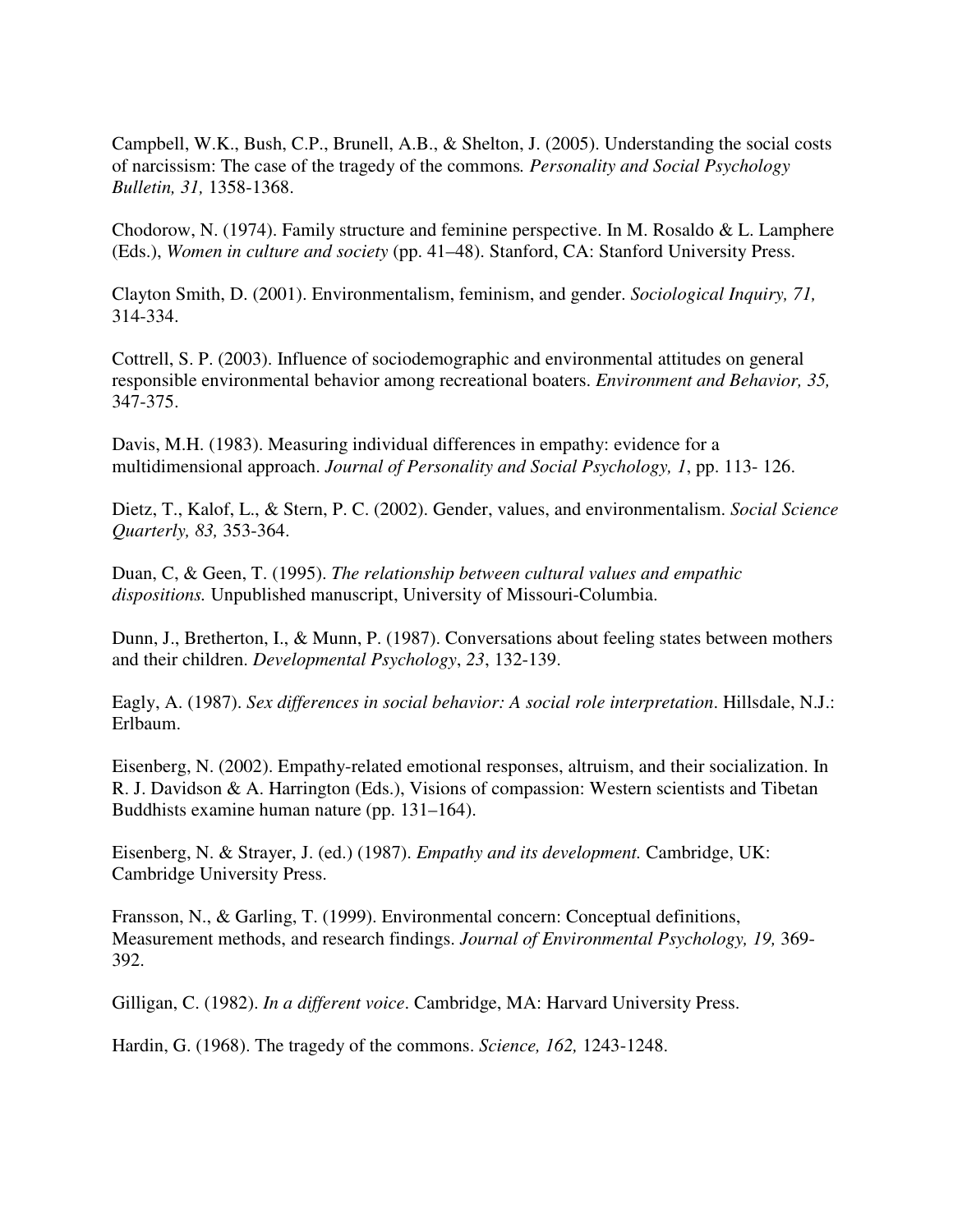Campbell, W.K., Bush, C.P., Brunell, A.B., & Shelton, J. (2005). Understanding the social costs of narcissism: The case of the tragedy of the commons*. Personality and Social Psychology Bulletin, 31,* 1358-1368.

Chodorow, N. (1974). Family structure and feminine perspective. In M. Rosaldo & L. Lamphere (Eds.), *Women in culture and society* (pp. 41–48). Stanford, CA: Stanford University Press.

Clayton Smith, D. (2001). Environmentalism, feminism, and gender. *Sociological Inquiry, 71,* 314-334.

Cottrell, S. P. (2003). Influence of sociodemographic and environmental attitudes on general responsible environmental behavior among recreational boaters. *Environment and Behavior, 35,* 347-375.

Davis, M.H. (1983). Measuring individual differences in empathy: evidence for a multidimensional approach. *Journal of Personality and Social Psychology, 1*, pp. 113- 126.

Dietz, T., Kalof, L., & Stern, P. C. (2002). Gender, values, and environmentalism. *Social Science Quarterly, 83,* 353-364.

Duan, C, & Geen, T. (1995). *The relationship between cultural values and empathic dispositions.* Unpublished manuscript, University of Missouri-Columbia.

Dunn, J., Bretherton, I., & Munn, P. (1987). Conversations about feeling states between mothers and their children. *Developmental Psychology*, *23*, 132-139.

Eagly, A. (1987). *Sex differences in social behavior: A social role interpretation*. Hillsdale, N.J.: Erlbaum.

Eisenberg, N. (2002). Empathy-related emotional responses, altruism, and their socialization. In R. J. Davidson & A. Harrington (Eds.), Visions of compassion: Western scientists and Tibetan Buddhists examine human nature (pp. 131–164).

Eisenberg, N. & Strayer, J. (ed.) (1987). *Empathy and its development.* Cambridge, UK: Cambridge University Press.

Fransson, N., & Garling, T. (1999). Environmental concern: Conceptual definitions, Measurement methods, and research findings. *Journal of Environmental Psychology, 19,* 369-392.

Gilligan, C. (1982). *In a different voice*. Cambridge, MA: Harvard University Press.

Hardin, G. (1968). The tragedy of the commons. *Science, 162,* 1243-1248.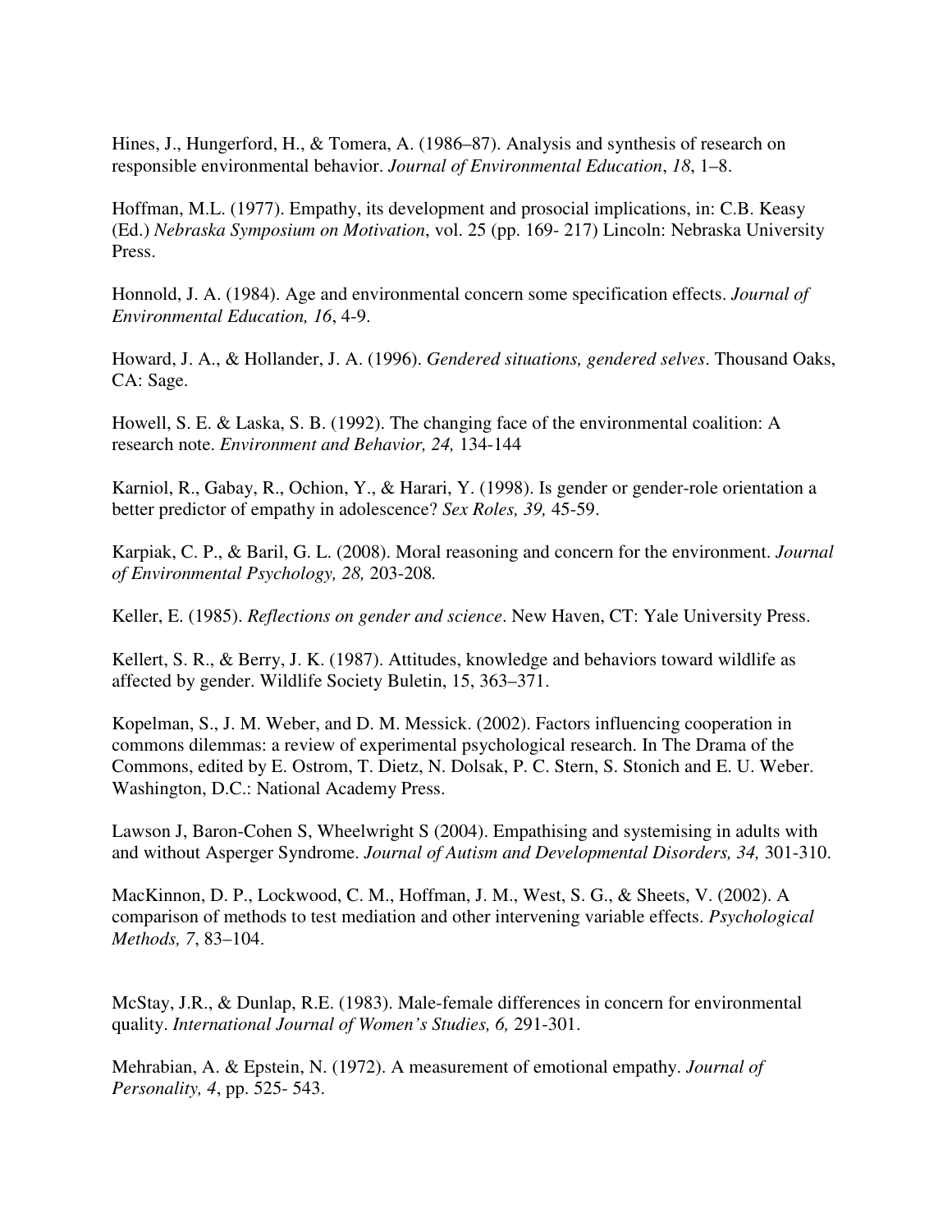Hines, J., Hungerford, H., & Tomera, A. (1986–87). Analysis and synthesis of research on responsible environmental behavior. *Journal of Environmental Education*, *18*, 1–8.

Hoffman, M.L. (1977). Empathy, its development and prosocial implications, in: C.B. Keasy (Ed.) *Nebraska Symposium on Motivation*, vol. 25 (pp. 169- 217) Lincoln: Nebraska University Press.

Honnold, J. A. (1984). Age and environmental concern some specification effects. *Journal of Environmental Education, 16*, 4-9.

Howard, J. A., & Hollander, J. A. (1996). *Gendered situations, gendered selves*. Thousand Oaks, CA: Sage.

Howell, S. E. & Laska, S. B. (1992). The changing face of the environmental coalition: A research note. *Environment and Behavior, 24,* 134-144

Karniol, R., Gabay, R., Ochion, Y., & Harari, Y. (1998). Is gender or gender-role orientation a better predictor of empathy in adolescence? *Sex Roles, 39,* 45-59.

Karpiak, C. P., & Baril, G. L. (2008). Moral reasoning and concern for the environment. *Journal of Environmental Psychology, 28,* 203-208*.*

Keller, E. (1985). *Reflections on gender and science*. New Haven, CT: Yale University Press.

Kellert, S. R., & Berry, J. K. (1987). Attitudes, knowledge and behaviors toward wildlife as affected by gender. Wildlife Society Buletin, 15, 363–371.

Kopelman, S., J. M. Weber, and D. M. Messick. (2002). Factors influencing cooperation in commons dilemmas: a review of experimental psychological research. In The Drama of the Commons, edited by E. Ostrom, T. Dietz, N. Dolsak, P. C. Stern, S. Stonich and E. U. Weber. Washington, D.C.: National Academy Press.

Lawson J, Baron-Cohen S, Wheelwright S (2004). Empathising and systemising in adults with and without Asperger Syndrome. *Journal of Autism and Developmental Disorders, 34,* 301-310.

MacKinnon, D. P., Lockwood, C. M., Hoffman, J. M., West, S. G., & Sheets, V. (2002). A comparison of methods to test mediation and other intervening variable effects. *Psychological Methods, 7*, 83–104.

McStay, J.R., & Dunlap, R.E. (1983). Male-female differences in concern for environmental quality. *International Journal of Women's Studies, 6,* 291-301.

Mehrabian, A. & Epstein, N. (1972). A measurement of emotional empathy. *Journal of Personality, 4*, pp. 525- 543.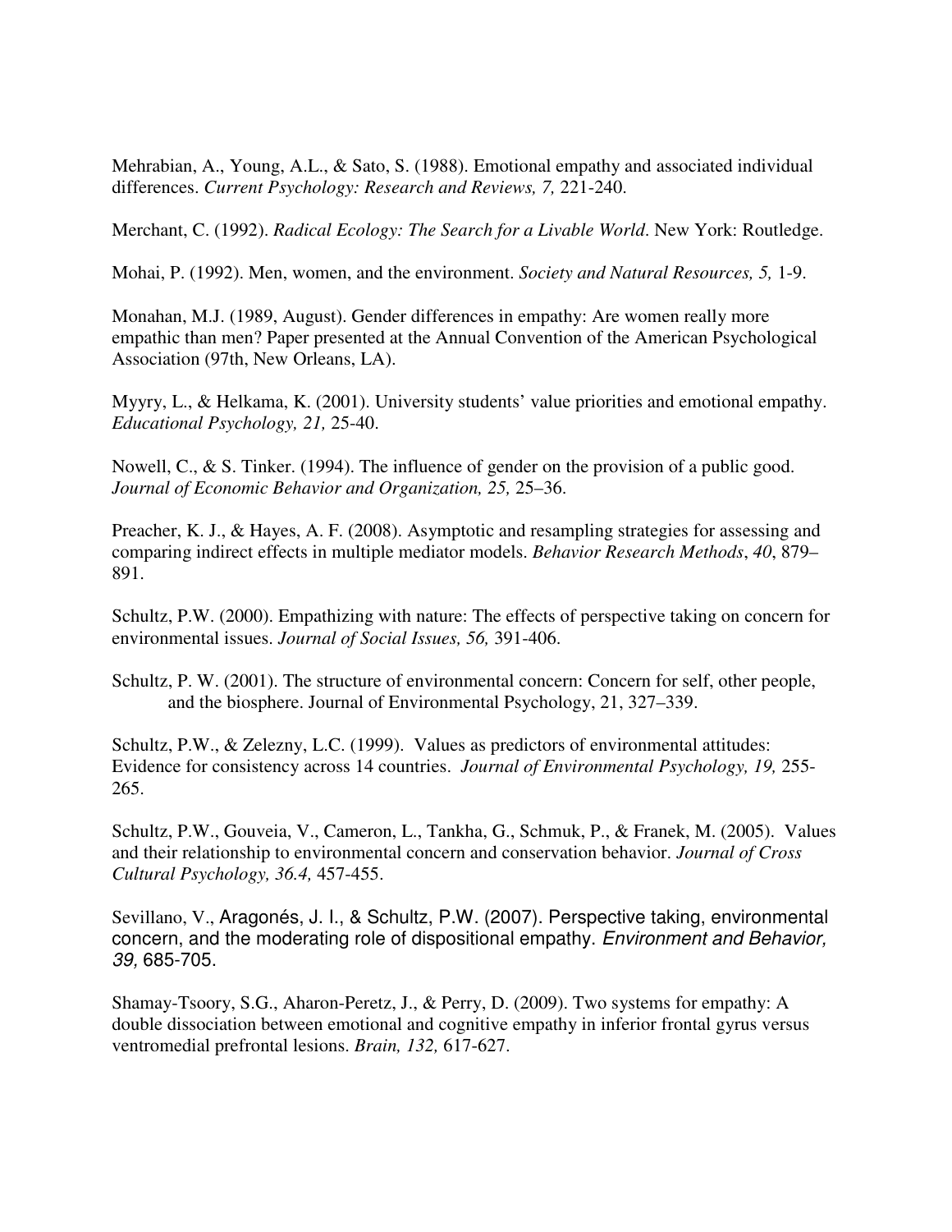Mehrabian, A., Young, A.L., & Sato, S. (1988). Emotional empathy and associated individual differences. *Current Psychology: Research and Reviews, 7,* 221-240.

Merchant, C. (1992). *Radical Ecology: The Search for a Livable World*. New York: Routledge.

Mohai, P. (1992). Men, women, and the environment. *Society and Natural Resources, 5,* 1-9.

Monahan, M.J. (1989, August). Gender differences in empathy: Are women really more empathic than men? Paper presented at the Annual Convention of the American Psychological Association (97th, New Orleans, LA).

Myyry, L., & Helkama, K. (2001). University students' value priorities and emotional empathy. *Educational Psychology, 21,* 25-40.

Nowell, C., & S. Tinker. (1994). The influence of gender on the provision of a public good. *Journal of Economic Behavior and Organization, 25,* 25–36.

Preacher, K. J., & Hayes, A. F. (2008). Asymptotic and resampling strategies for assessing and comparing indirect effects in multiple mediator models. *Behavior Research Methods*, *40*, 879–891.

Schultz, P.W. (2000). Empathizing with nature: The effects of perspective taking on concern for environmental issues. *Journal of Social Issues, 56,* 391-406.

Schultz, P. W. (2001). The structure of environmental concern: Concern for self, other people, and the biosphere. Journal of Environmental Psychology, 21, 327–339.

Schultz, P.W., & Zelezny, L.C. (1999). Values as predictors of environmental attitudes: Evidence for consistency across 14 countries. *Journal of Environmental Psychology, 19,* 255-265.

Schultz, P.W., Gouveia, V., Cameron, L., Tankha, G., Schmuk, P., & Franek, M. (2005). Values and their relationship to environmental concern and conservation behavior. *Journal of Cross Cultural Psychology, 36.4,* 457-455.

Sevillano, V., Aragonés, J. I., & Schultz, P.W. (2007). Perspective taking, environmental concern, and the moderating role of dispositional empathy. *Environment and Behavior, 39,* 685-705.

Shamay-Tsoory, S.G., Aharon-Peretz, J., & Perry, D. (2009). Two systems for empathy: A double dissociation between emotional and cognitive empathy in inferior frontal gyrus versus ventromedial prefrontal lesions. *Brain, 132,* 617-627.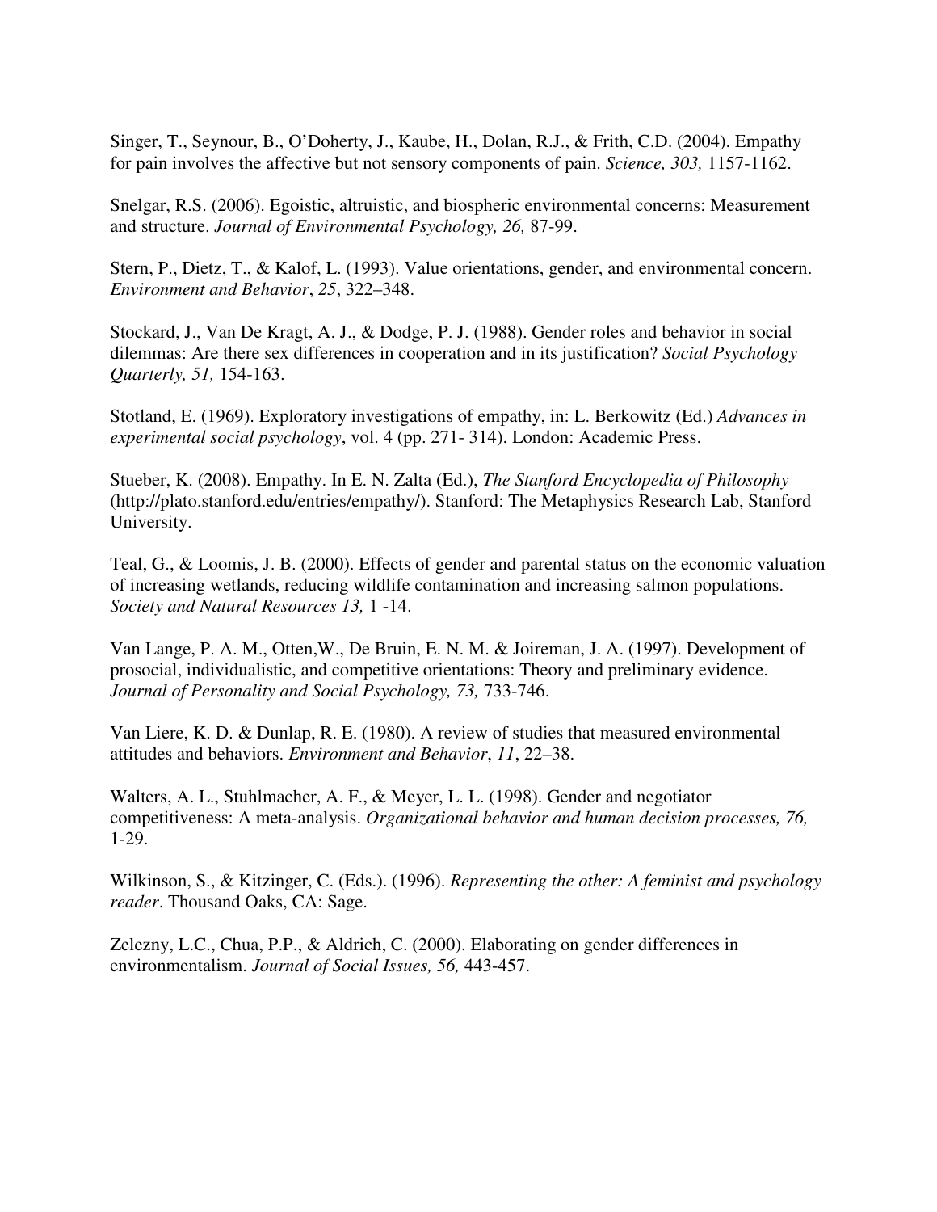Singer, T., Seynour, B., O'Doherty, J., Kaube, H., Dolan, R.J., & Frith, C.D. (2004). Empathy for pain involves the affective but not sensory components of pain. *Science, 303,* 1157-1162.

Snelgar, R.S. (2006). Egoistic, altruistic, and biospheric environmental concerns: Measurement and structure. *Journal of Environmental Psychology, 26,* 87-99.

Stern, P., Dietz, T., & Kalof, L. (1993). Value orientations, gender, and environmental concern. *Environment and Behavior*, *25*, 322–348.

Stockard, J., Van De Kragt, A. J., & Dodge, P. J. (1988). Gender roles and behavior in social dilemmas: Are there sex differences in cooperation and in its justification? *Social Psychology Quarterly, 51,* 154-163.

Stotland, E. (1969). Exploratory investigations of empathy, in: L. Berkowitz (Ed.) *Advances in experimental social psychology*, vol. 4 (pp. 271- 314). London: Academic Press.

Stueber, K. (2008). Empathy. In E. N. Zalta (Ed.), *The Stanford Encyclopedia of Philosophy* (http://plato.stanford.edu/entries/empathy/). Stanford: The Metaphysics Research Lab, Stanford University.

Teal, G., & Loomis, J. B. (2000). Effects of gender and parental status on the economic valuation of increasing wetlands, reducing wildlife contamination and increasing salmon populations. *Society and Natural Resources 13,* 1 -14.

Van Lange, P. A. M., Otten,W., De Bruin, E. N. M. & Joireman, J. A. (1997). Development of prosocial, individualistic, and competitive orientations: Theory and preliminary evidence. *Journal of Personality and Social Psychology, 73,* 733-746.

Van Liere, K. D. & Dunlap, R. E. (1980). A review of studies that measured environmental attitudes and behaviors. *Environment and Behavior*, *11*, 22–38.

Walters, A. L., Stuhlmacher, A. F., & Meyer, L. L. (1998). Gender and negotiator competitiveness: A meta-analysis. *Organizational behavior and human decision processes, 76,* 1-29.

Wilkinson, S., & Kitzinger, C. (Eds.). (1996). *Representing the other: A feminist and psychology reader*. Thousand Oaks, CA: Sage.

Zelezny, L.C., Chua, P.P., & Aldrich, C. (2000). Elaborating on gender differences in environmentalism. *Journal of Social Issues, 56,* 443-457.